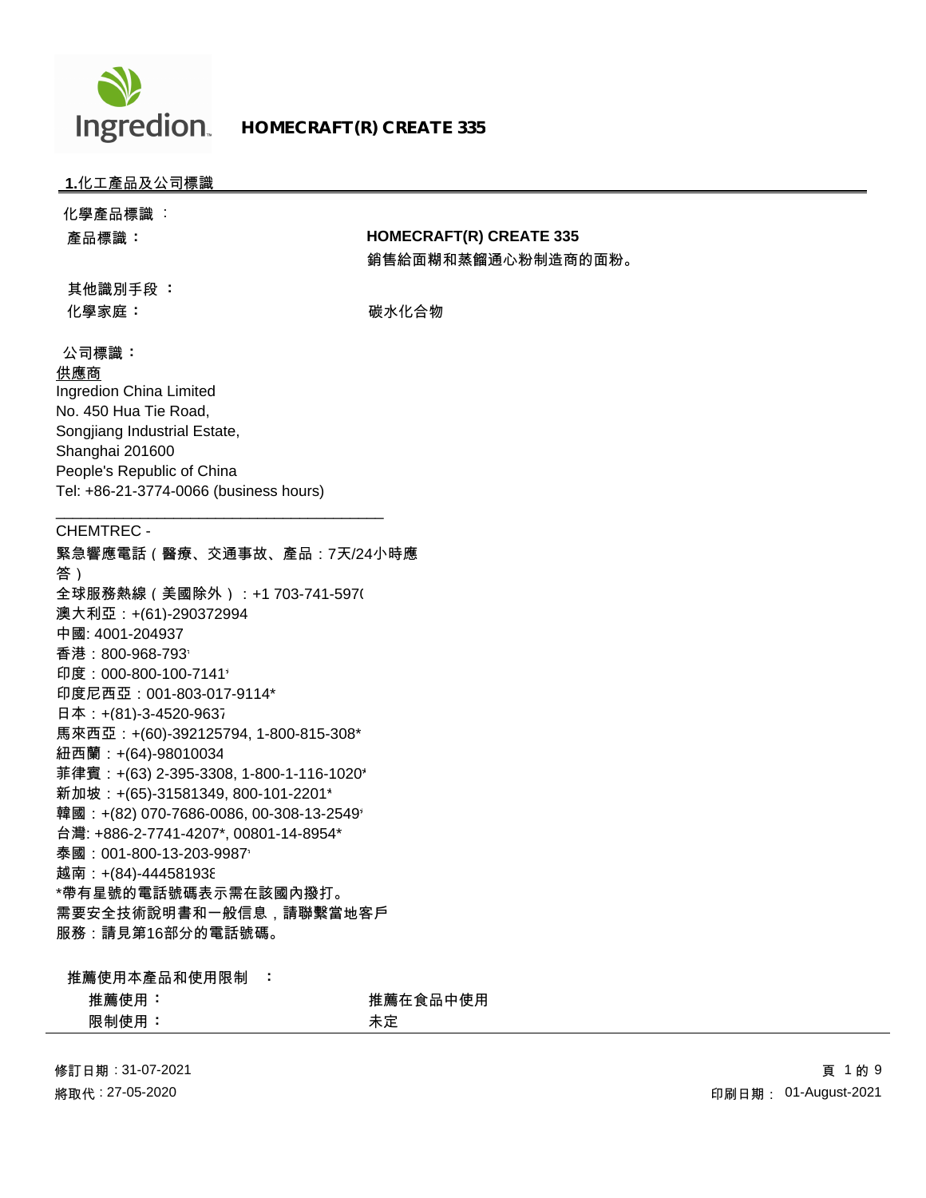**HOMECRAFT(R) CREATE 335**

## 1.化工產品及公司標識

化學產品標識 :

| | |
|---|---|
| **產品標識：** | **HOMECRAFT(R) CREATE 335** |
| | 銷售給面糊和蒸餾通心粉制造商的面粉。 |

**其他識別手段 ：**

| | |
|---|---|
| **化學家庭：** | 碳水化合物 |

**公司標識：**

供應商
Ingredion China Limited
No. 450 Hua Tie Road,
Songjiang Industrial Estate,
Shanghai 201600
People's Republic of China
Tel: +86-21-3774-0066 (business hours)

CHEMTREC -
緊急響應電話（醫療、交通事故、產品：7天/24小時應答）
全球服務熱線（美國除外）：+1 703-741-5970
澳大利亞：+(61)-290372994
中國: 4001-204937
香港：800-968-793*
印度：000-800-100-7141*
印度尼西亞：001-803-017-9114*
日本：+(81)-3-4520-9637
馬來西亞：+(60)-392125794, 1-800-815-308*
紐西蘭：+(64)-98010034
菲律賓：+(63) 2-395-3308, 1-800-1-116-1020*
新加坡：+(65)-31581349, 800-101-2201*
韓國：+(82) 070-7686-0086, 00-308-13-2549*
台灣: +886-2-7741-4207*, 00801-14-8954*
泰國：001-800-13-203-9987*
越南：+(84)-444581938
*帶有星號的電話號碼表示需在該國內撥打。
需要安全技術說明書和一般信息，請聯繫當地客戶服務：請見第16部分的電話號碼。

**推薦使用本產品和使用限制 ：**

| | |
|---|---|
| **推薦使用：** | 推薦在食品中使用 |
| **限制使用：** | 未定 |

修訂日期 : 31-07-2021
將取代 : 27-05-2020
印刷日期： 01-August-2021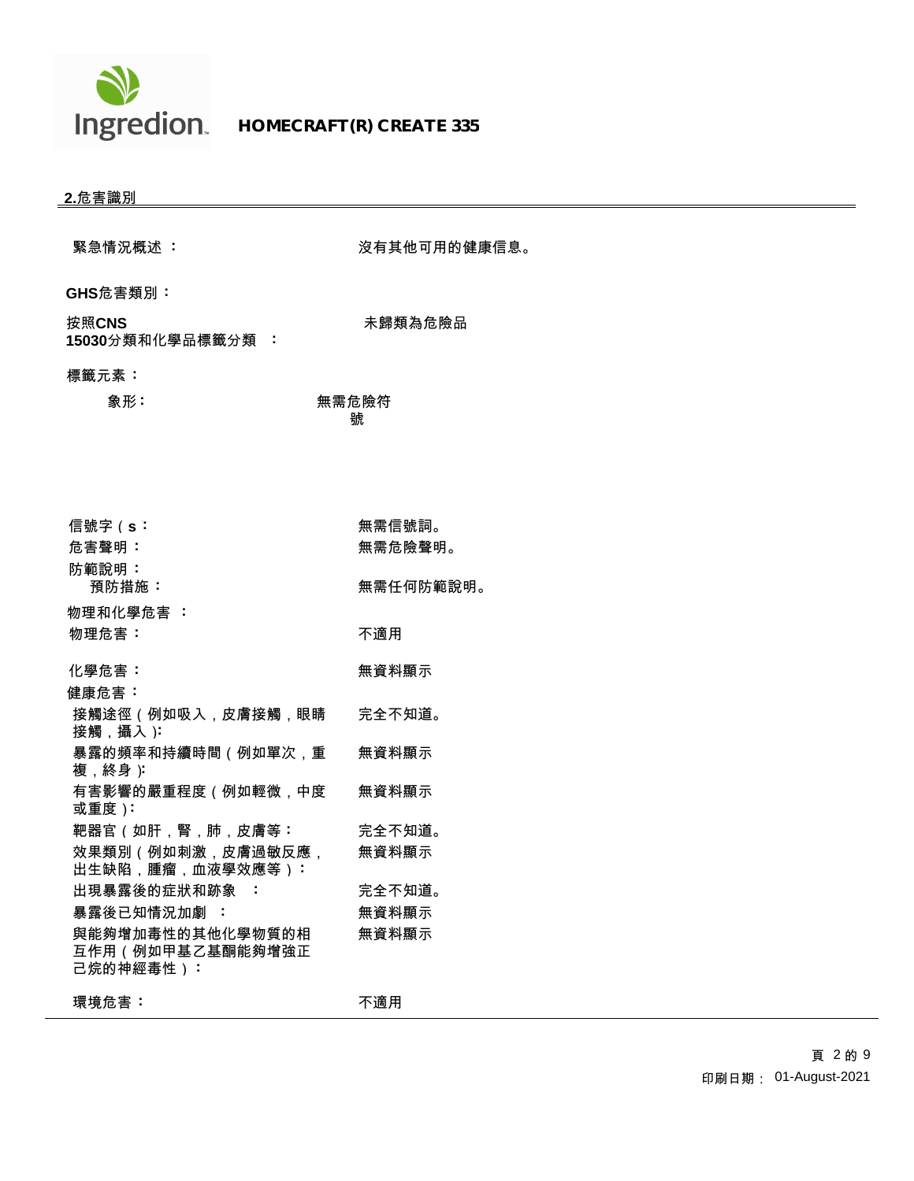## 2.危害識別

| | |
|---|---|
| 緊急情況概述 ： | 沒有其他可用的健康信息。 |

**GHS危害類別：**

| | |
|---|---|
| 按照**CNS 15030**分類和化學品標籤分類 ： | 未歸類為危險品 |

**標籤元素：**

| | |
|---|---|
| 象形： | 無需危險符號 |

| | |
|---|---|
| 信號字（s： | 無需信號詞。 |
| 危害聲明： | 無需危險聲明。 |
| 防範說明： | |
| 預防措施： | 無需任何防範說明。 |
| 物理和化學危害 ： | |
| 物理危害： | 不適用 |
| 化學危害： | 無資料顯示 |
| 健康危害： | |
| 接觸途徑（例如吸入，皮膚接觸，眼睛接觸，攝入）: | 完全不知道。 |
| 暴露的頻率和持續時間（例如單次，重複，終身）: | 無資料顯示 |
| 有害影響的嚴重程度（例如輕微，中度或重度）: | 無資料顯示 |
| 靶器官（如肝，腎，肺，皮膚等： | 完全不知道。 |
| 效果類別（例如刺激，皮膚過敏反應，出生缺陷，腫瘤，血液學效應等）： | 無資料顯示 |
| 出現暴露後的症狀和跡象 ： | 完全不知道。 |
| 暴露後已知情況加劇 ： | 無資料顯示 |
| 與能夠增加毒性的其他化學物質的相互作用（例如甲基乙基酮能夠增強正己烷的神經毒性）： | 無資料顯示 |
| 環境危害： | 不適用 |

印刷日期： 01-August-2021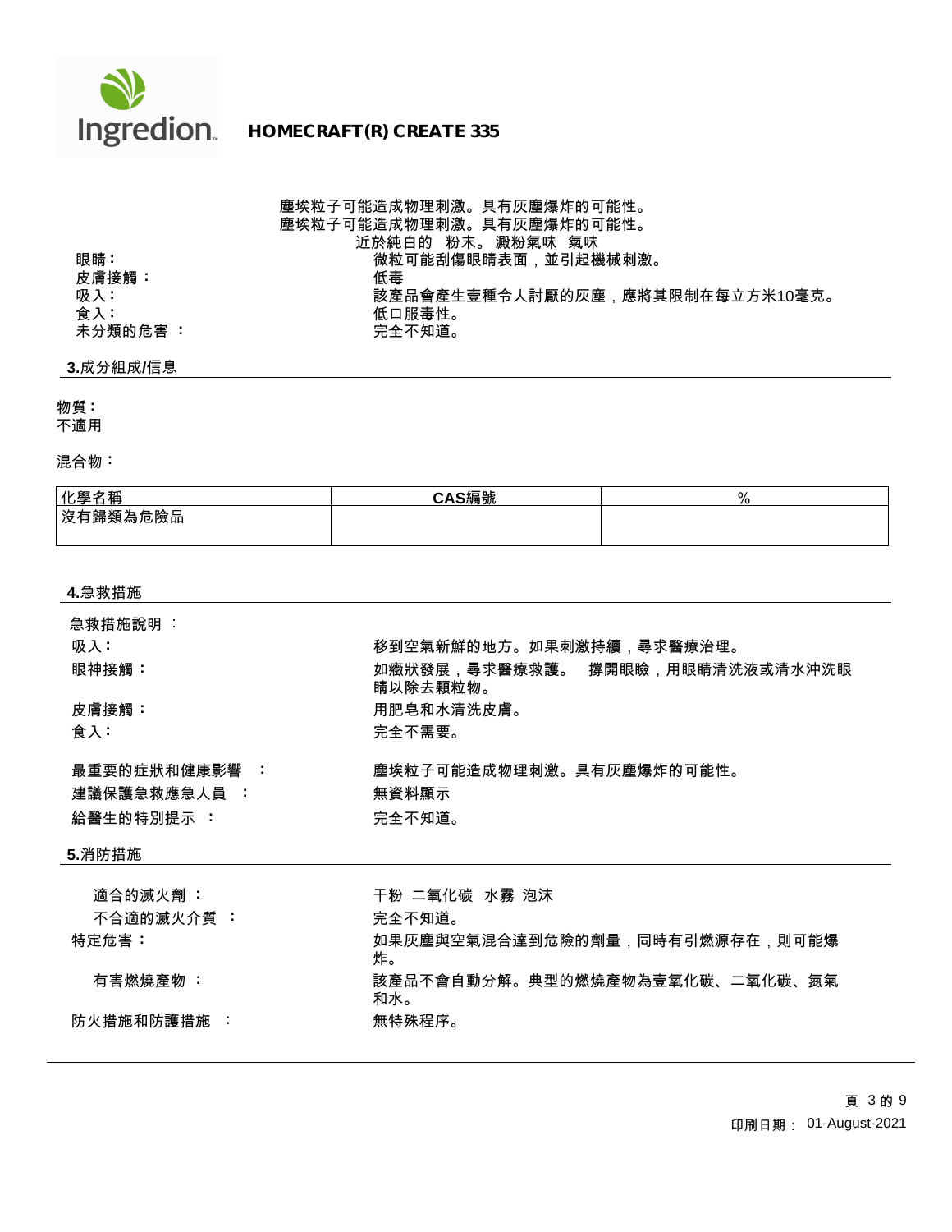塵埃粒子可能造成物理刺激。具有灰塵爆炸的可能性。
塵埃粒子可能造成物理刺激。具有灰塵爆炸的可能性。
近於純白的 粉末。 澱粉氣味 氣味

| | |
|---|---|
| **眼睛：** | 微粒可能刮傷眼睛表面，並引起機械刺激。 |
| **皮膚接觸：** | 低毒 |
| **吸入：** | 該產品會產生壹種令人討厭的灰塵，應將其限制在每立方米10毫克。 |
| **食入：** | 低口服毒性。 |
| **未分類的危害 ：** | 完全不知道。 |

## 3.成分組成/信息

**物質：**
不適用

**混合物：**

| 化學名稱 | CAS編號 | % |
|---|---|---|
| 沒有歸類為危險品 | | |

## 4.急救措施

| | |
|---|---|
| 急救措施說明 ： | |
| **吸入：** | 移到空氣新鮮的地方。如果刺激持續，尋求醫療治理。 |
| **眼神接觸：** | 如癥狀發展，尋求醫療救護。 撐開眼瞼，用眼睛清洗液或清水沖洗眼睛以除去顆粒物。 |
| **皮膚接觸：** | 用肥皂和水清洗皮膚。 |
| **食入：** | 完全不需要。 |
| **最重要的症狀和健康影響 ：** | 塵埃粒子可能造成物理刺激。具有灰塵爆炸的可能性。 |
| **建議保護急救應急人員 ：** | 無資料顯示 |
| **給醫生的特別提示 ：** | 完全不知道。 |

## 5.消防措施

| | |
|---|---|
| **適合的滅火劑 ：** | 干粉 二氧化碳 水霧 泡沫 |
| **不合適的滅火介質 ：** | 完全不知道。 |
| **特定危害：** | 如果灰塵與空氣混合達到危險的劑量，同時有引燃源存在，則可能爆炸。 |
| **有害燃燒產物 ：** | 該產品不會自動分解。典型的燃燒產物為壹氧化碳、二氧化碳、氮氣和水。 |
| **防火措施和防護措施 ：** | 無特殊程序。 |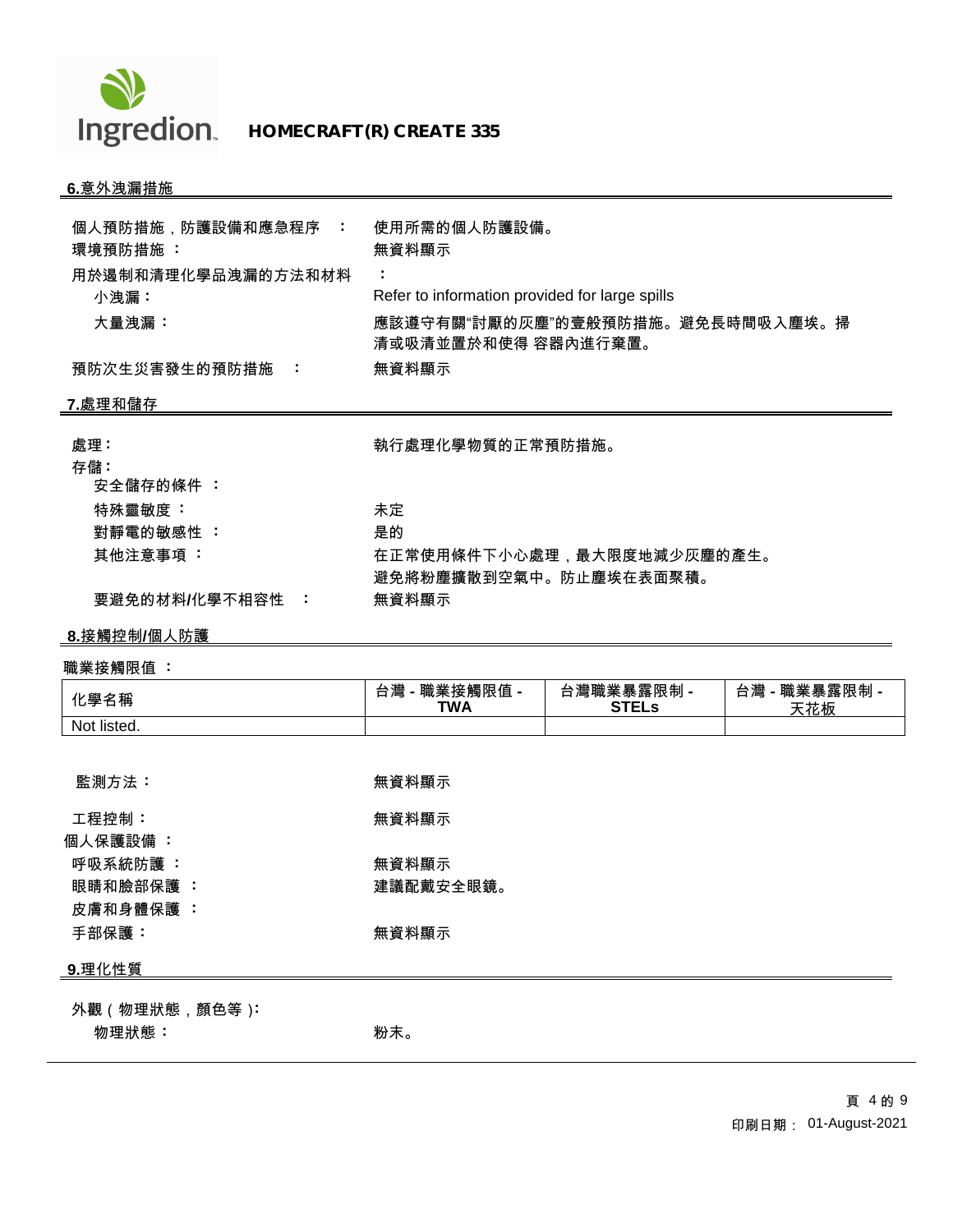## 6.意外洩漏措施

個人預防措施，防護設備和應急程序 ： 使用所需的個人防護設備。

環境預防措施 ： 無資料顯示

用於遏制和清理化學品洩漏的方法和材料 ：

小洩漏： Refer to information provided for large spills

大量洩漏： 應該遵守有關"討厭的灰塵"的壹般預防措施。避免長時間吸入塵埃。掃清或吸清並置於和使得 容器內進行棄置。

預防次生災害發生的預防措施 ： 無資料顯示

## 7.處理和儲存

處理： 執行處理化學物質的正常預防措施。

存儲：

安全儲存的條件 ：

特殊靈敏度 ： 未定

對靜電的敏感性 ： 是的

其他注意事項 ： 在正常使用條件下小心處理，最大限度地減少灰塵的產生。避免將粉塵擴散到空氣中。防止塵埃在表面聚積。

要避免的材料/化學不相容性 ： 無資料顯示

## 8.接觸控制/個人防護

職業接觸限值 ：

| 化學名稱 | 台灣 - 職業接觸限值 - TWA | 台灣職業暴露限制 - STELs | 台灣 - 職業暴露限制 - 天花板 |
|---|---|---|---|
| Not listed. | | | |

監測方法： 無資料顯示

工程控制： 無資料顯示

個人保護設備 ：

呼吸系統防護 ： 無資料顯示

眼睛和臉部保護 ： 建議配戴安全眼鏡。

皮膚和身體保護 ：

手部保護： 無資料顯示

## 9.理化性質

外觀（物理狀態，顏色等）：

物理狀態： 粉末。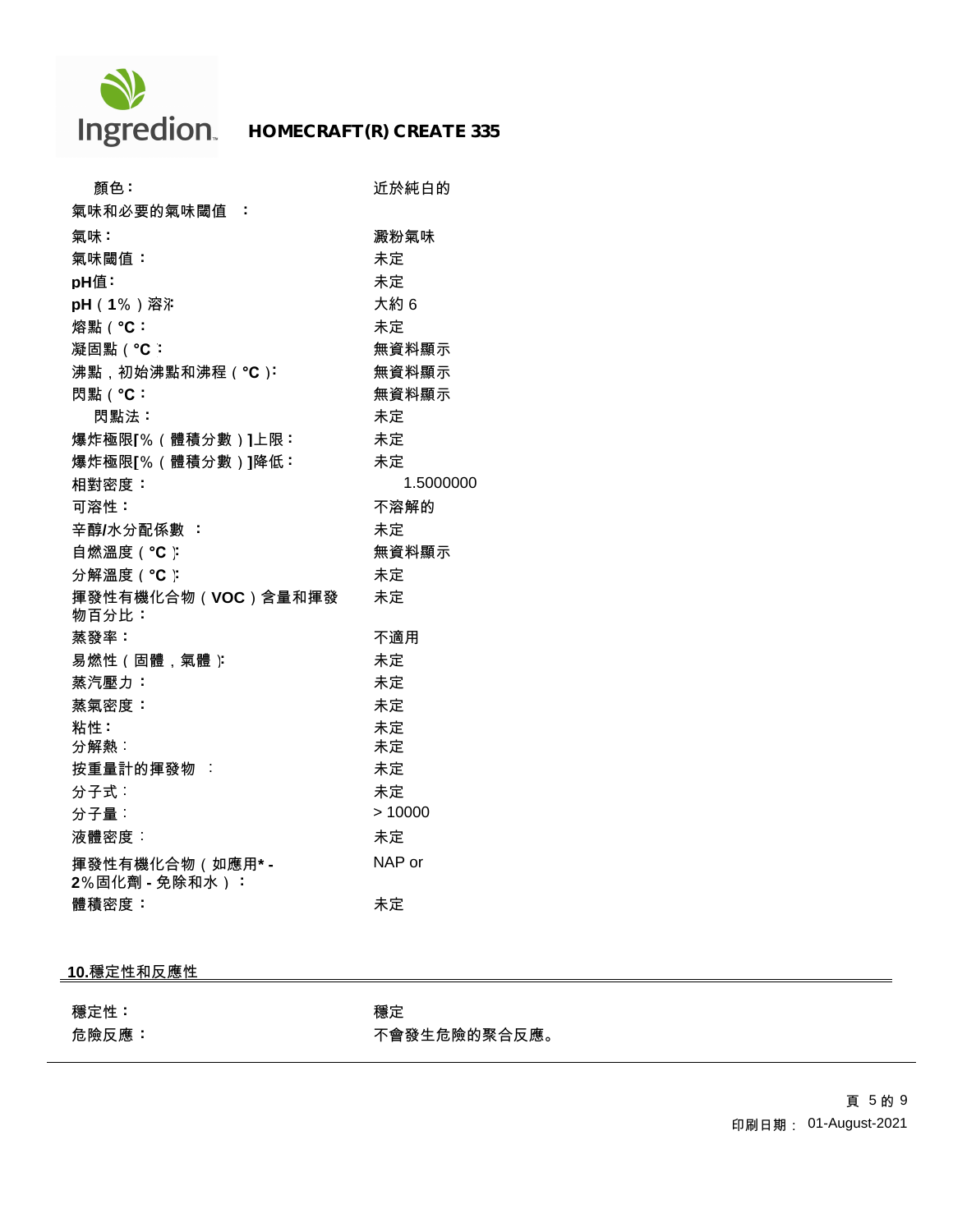| | |
|---|---|
| 顏色： | 近於純白的 |
| 氣味和必要的氣味閾值　： | |
| 氣味： | 澱粉氣味 |
| 氣味閾值： | 未定 |
| pH值： | 未定 |
| pH（1%）溶液： | 大約 6 |
| 熔點（°C： | 未定 |
| 凝固點（°C： | 無資料顯示 |
| 沸點，初始沸點和沸程（°C）： | 無資料顯示 |
| 閃點（°C： | 無資料顯示 |
| 閃點法： | 未定 |
| 爆炸極限[%（體積分數）]上限： | 未定 |
| 爆炸極限[%（體積分數）]降低： | 未定 |
| 相對密度： | 1.5000000 |
| 可溶性： | 不溶解的 |
| 辛醇/水分配係數　： | 未定 |
| 自燃溫度（°C）： | 無資料顯示 |
| 分解溫度（°C）： | 未定 |
| 揮發性有機化合物（VOC）含量和揮發物百分比： | 未定 |
| 蒸發率： | 不適用 |
| 易燃性（固體，氣體）： | 未定 |
| 蒸汽壓力： | 未定 |
| 蒸氣密度： | 未定 |
| 粘性： | 未定 |
| 分解熱： | 未定 |
| 按重量計的揮發物　： | 未定 |
| 分子式： | 未定 |
| 分子量： | > 10000 |
| 液體密度： | 未定 |
| 揮發性有機化合物（如應用* - 2%固化劑 - 免除和水）： | NAP or |
| 體積密度： | 未定 |

## 10.穩定性和反應性

| | |
|---|---|
| 穩定性： | 穩定 |
| 危險反應： | 不會發生危險的聚合反應。 |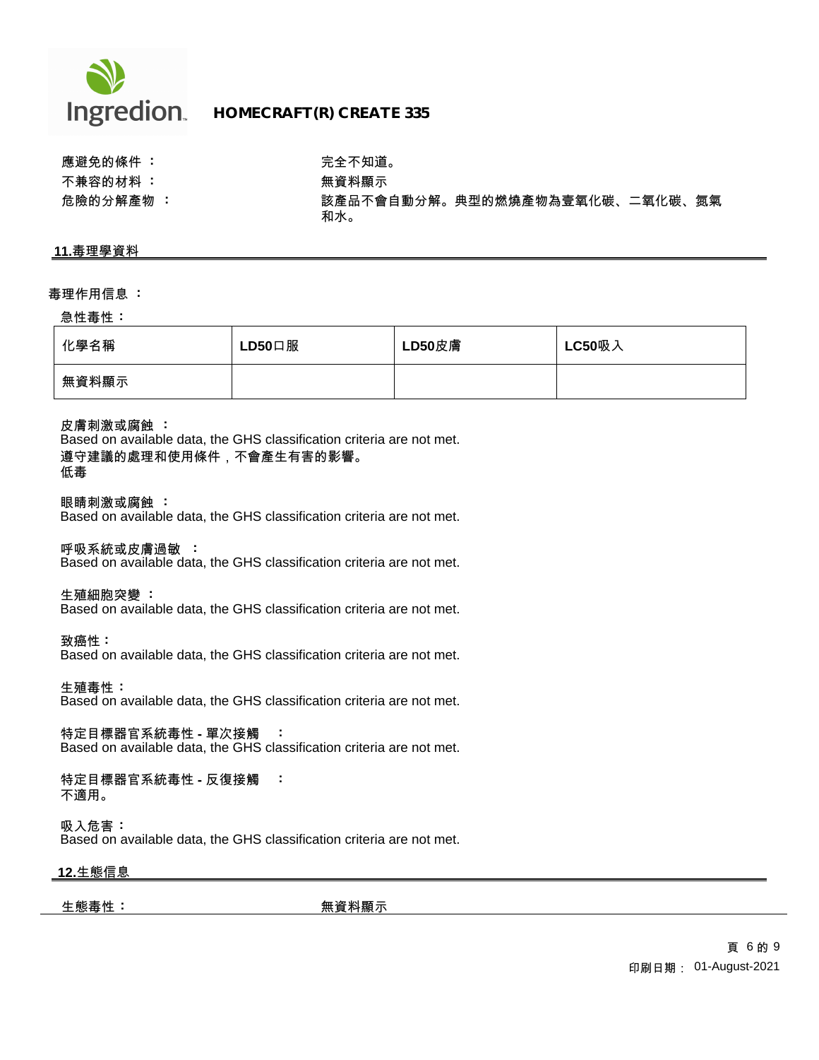| | |
|---|---|
| 應避免的條件 ： | 完全不知道。 |
| 不兼容的材料 ： | 無資料顯示 |
| 危險的分解產物 ： | 該產品不會自動分解。典型的燃燒產物為壹氧化碳、二氧化碳、氮氣和水。 |

## 11.毒理學資料

**毒理作用信息 ：**

**急性毒性：**

| 化學名稱 | LD50口服 | LD50皮膚 | LC50吸入 |
|---|---|---|---|
| 無資料顯示 | | | |

**皮膚刺激或腐蝕 ：**
Based on available data, the GHS classification criteria are not met.
遵守建議的處理和使用條件，不會產生有害的影響。
低毒

**眼睛刺激或腐蝕 ：**
Based on available data, the GHS classification criteria are not met.

**呼吸系統或皮膚過敏 ：**
Based on available data, the GHS classification criteria are not met.

**生殖細胞突變 ：**
Based on available data, the GHS classification criteria are not met.

**致癌性：**
Based on available data, the GHS classification criteria are not met.

**生殖毒性：**
Based on available data, the GHS classification criteria are not met.

**特定目標器官系統毒性 - 單次接觸 ：**
Based on available data, the GHS classification criteria are not met.

**特定目標器官系統毒性 - 反復接觸 ：**
不適用。

**吸入危害：**
Based on available data, the GHS classification criteria are not met.

## 12.生態信息

| | |
|---|---|
| 生態毒性： | 無資料顯示 |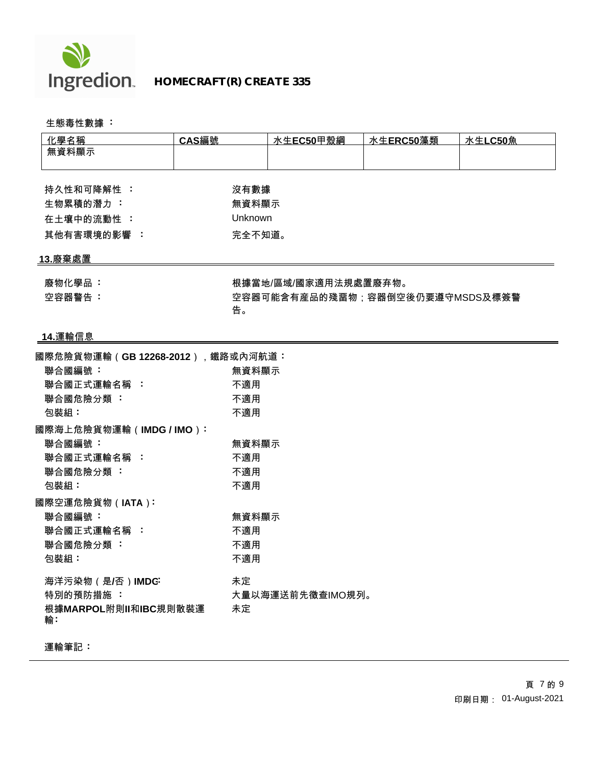生態毒性數據 ：

| 化學名稱 | CAS編號 | 水生EC50甲殼綱 | 水生ERC50藻類 | 水生LC50魚 |
|---|---|---|---|---|
| 無資料顯示 | | | | |

持久性和可降解性 ： 沒有數據

生物累積的潛力 ： 無資料顯示

在土壤中的流動性 ： Unknown

其他有害環境的影響 ： 完全不知道。

## 13.廢棄處置

廢物化學品 ： 根據當地/區域/國家適用法規處置廢弃物。

空容器警告 ： 空容器可能含有產品的殘留物；容器倒空後仍要遵守MSDS及標簽警告。

## 14.運輸信息

**國際危險貨物運輸（GB 12268-2012），鐵路或內河航道：**

聯合國編號 ： 無資料顯示

聯合國正式運輸名稱 ： 不適用

聯合國危險分類 ： 不適用

包裝組： 不適用

**國際海上危險貨物運輸（IMDG / IMO）：**

聯合國編號 ： 無資料顯示

聯合國正式運輸名稱 ： 不適用

聯合國危險分類 ： 不適用

包裝組： 不適用

**國際空運危險貨物（IATA）：**

聯合國編號 ： 無資料顯示

聯合國正式運輸名稱 ： 不適用

聯合國危險分類 ： 不適用

包裝組： 不適用

海洋污染物（是/否）IMDG: 未定

特別的預防措施 ： 大量以海運送前先徵查IMO規列。

根據MARPOL附則II和IBC規則散裝運輸: 未定

運輸筆記：

印刷日期： 01-August-2021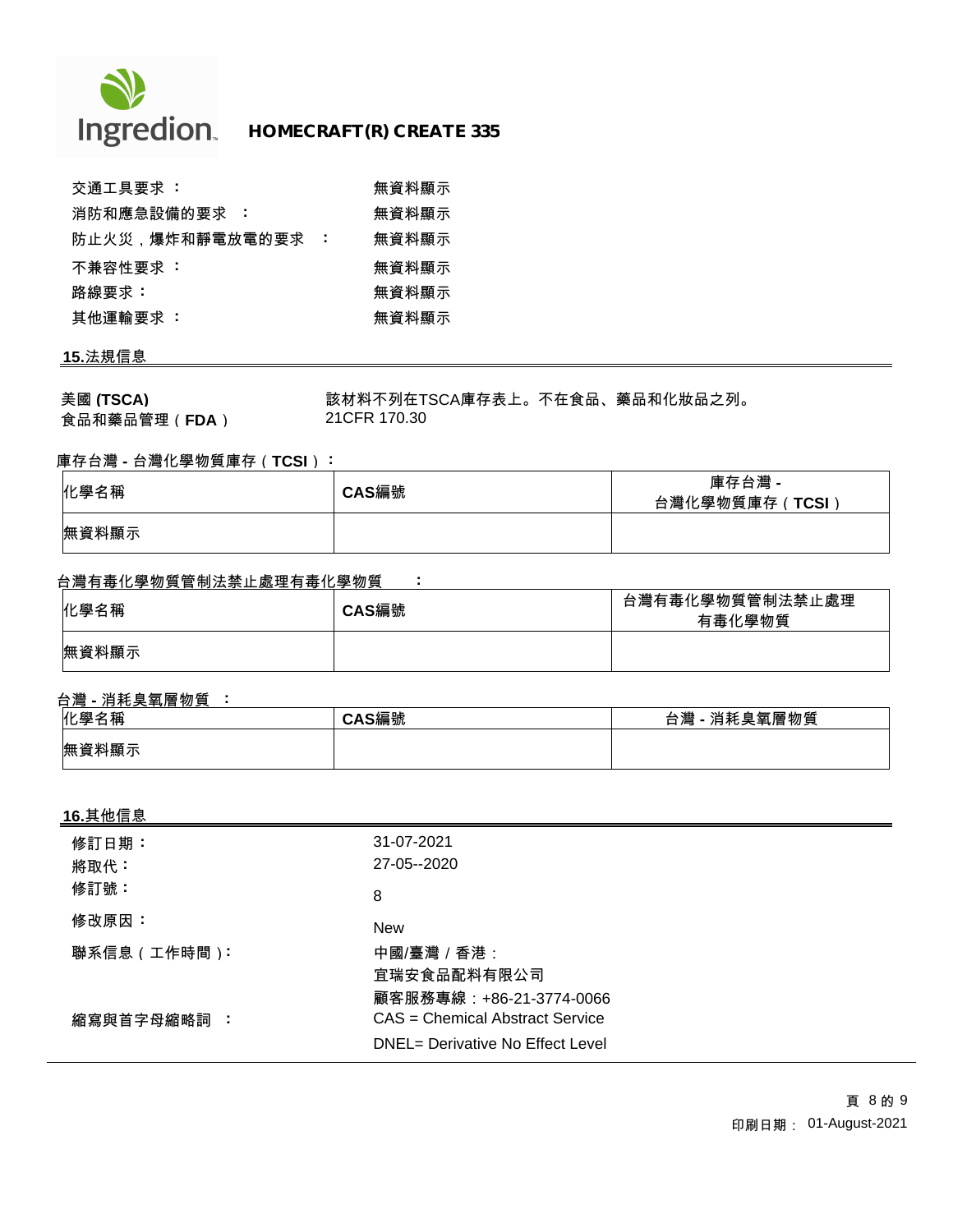| | |
|---|---|
| 交通工具要求 ： | 無資料顯示 |
| 消防和應急設備的要求 ： | 無資料顯示 |
| 防止火災，爆炸和靜電放電的要求 ： | 無資料顯示 |
| 不兼容性要求 ： | 無資料顯示 |
| 路線要求： | 無資料顯示 |
| 其他運輸要求 ： | 無資料顯示 |

## 15.法規信息

**美國 (TSCA)** 該材料不列在TSCA庫存表上。不在食品、藥品和化妝品之列。

**食品和藥品管理（FDA）** 21CFR 170.30

### 庫存台灣 - 台灣化學物質庫存（TCSI）：

| 化學名稱 | CAS編號 | 庫存台灣 - 台灣化學物質庫存（TCSI） |
|---|---|---|
| 無資料顯示 | | |

### 台灣有毒化學物質管制法禁止處理有毒化學物質 ：

| 化學名稱 | CAS編號 | 台灣有毒化學物質管制法禁止處理有毒化學物質 |
|---|---|---|
| 無資料顯示 | | |

### 台灣 - 消耗臭氧層物質 ：

| 化學名稱 | CAS編號 | 台灣 - 消耗臭氧層物質 |
|---|---|---|
| 無資料顯示 | | |

## 16.其他信息

| | |
|---|---|
| 修訂日期： | 31-07-2021 |
| 將取代： | 27-05--2020 |
| 修訂號： | 8 |
| 修改原因： | New |
| 聯系信息（工作時間）: | 中國/臺灣 / 香港：<br>宜瑞安食品配料有限公司<br>顧客服務專線：+86-21-3774-0066 |
| 縮寫與首字母縮略詞 ： | CAS = Chemical Abstract Service<br>DNEL= Derivative No Effect Level |

印刷日期： 01-August-2021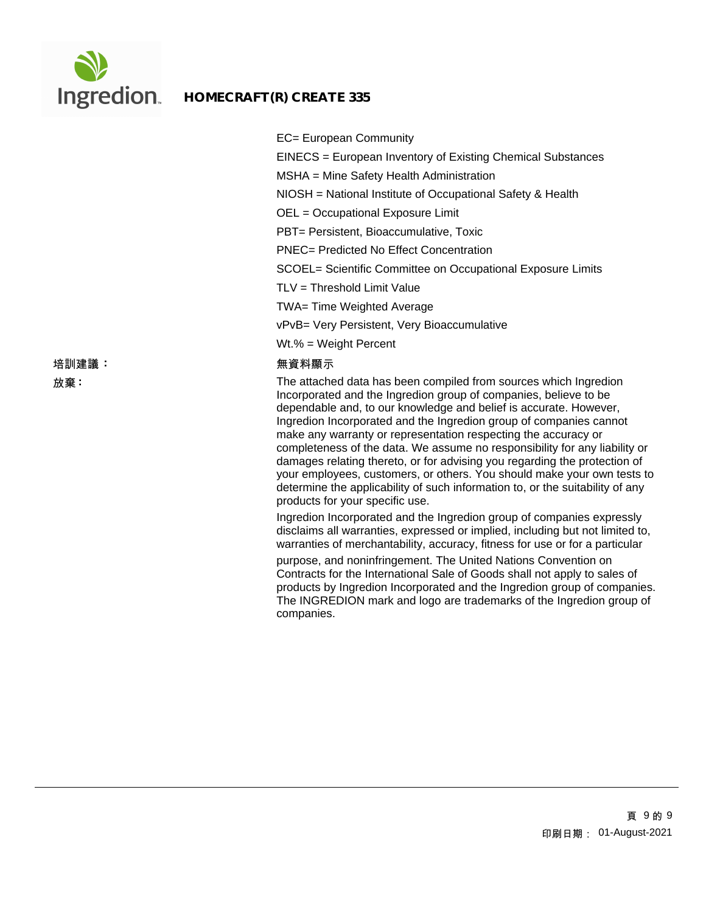EC= European Community

EINECS = European Inventory of Existing Chemical Substances

MSHA = Mine Safety Health Administration

NIOSH = National Institute of Occupational Safety & Health

OEL = Occupational Exposure Limit

PBT= Persistent, Bioaccumulative, Toxic

PNEC= Predicted No Effect Concentration

SCOEL= Scientific Committee on Occupational Exposure Limits

TLV = Threshold Limit Value

TWA= Time Weighted Average

vPvB= Very Persistent, Very Bioaccumulative

Wt.% = Weight Percent

**培訓建議：** 無資料顯示

**放棄：** The attached data has been compiled from sources which Ingredion Incorporated and the Ingredion group of companies, believe to be dependable and, to our knowledge and belief is accurate. However, Ingredion Incorporated and the Ingredion group of companies cannot make any warranty or representation respecting the accuracy or completeness of the data. We assume no responsibility for any liability or damages relating thereto, or for advising you regarding the protection of your employees, customers, or others. You should make your own tests to determine the applicability of such information to, or the suitability of any products for your specific use.

Ingredion Incorporated and the Ingredion group of companies expressly disclaims all warranties, expressed or implied, including but not limited to, warranties of merchantability, accuracy, fitness for use or for a particular purpose, and noninfringement. The United Nations Convention on Contracts for the International Sale of Goods shall not apply to sales of products by Ingredion Incorporated and the Ingredion group of companies. The INGREDION mark and logo are trademarks of the Ingredion group of companies.

印刷日期： 01-August-2021